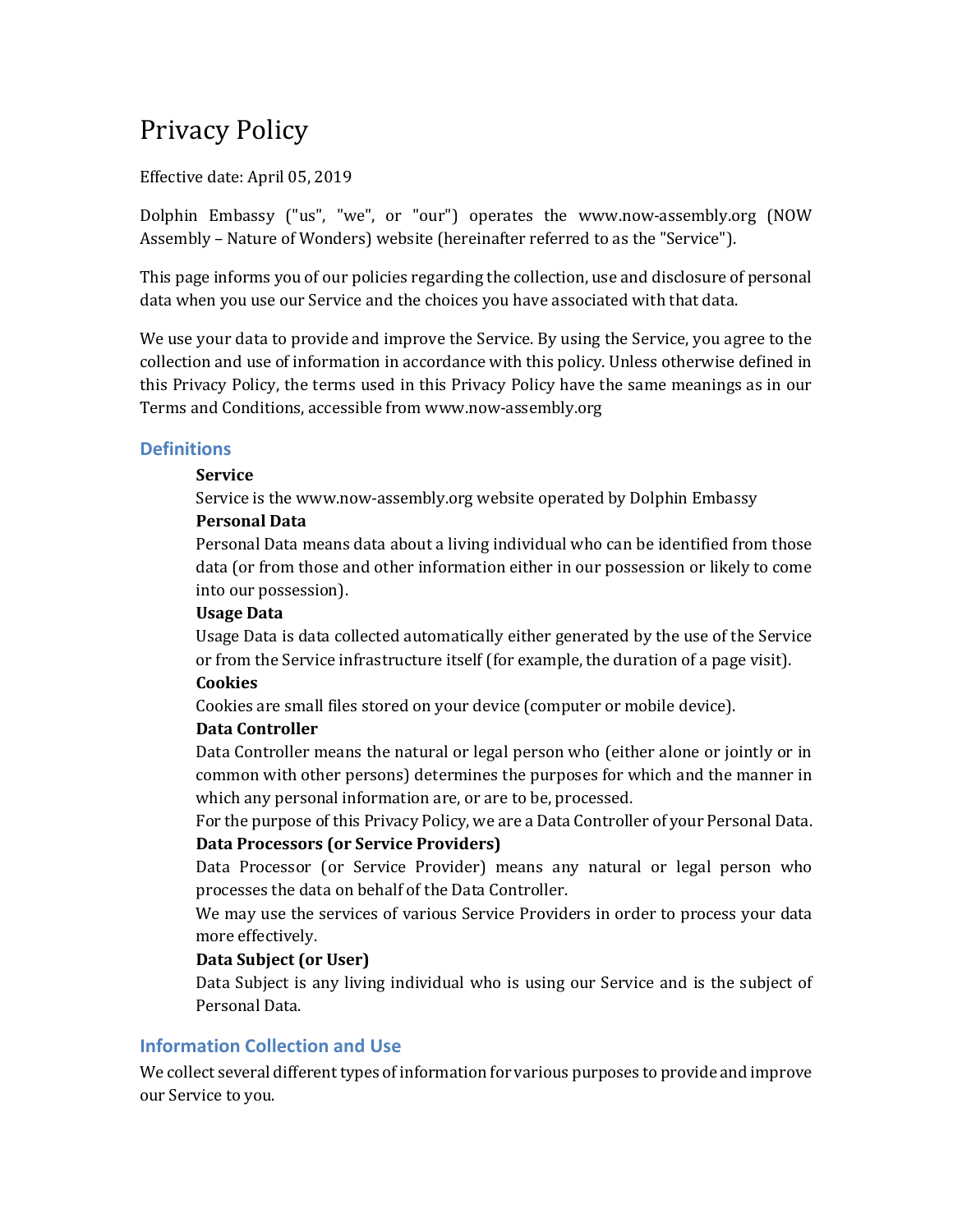# Privacy Policy

Effective date: April 05, 2019

Dolphin Embassy ("us", "we", or "our") operates the www.now-assembly.org (NOW Assembly – Nature of Wonders) website (hereinafter referred to as the "Service").

This page informs you of our policies regarding the collection, use and disclosure of personal data when you use our Service and the choices you have associated with that data.

We use your data to provide and improve the Service. By using the Service, you agree to the collection and use of information in accordance with this policy. Unless otherwise defined in this Privacy Policy, the terms used in this Privacy Policy have the same meanings as in our Terms and Conditions, accessible from www.now-assembly.org

## Definitions

**Service**
Service is the www.now-assembly.org website operated by Dolphin Embassy

**Personal Data**
Personal Data means data about a living individual who can be identified from those data (or from those and other information either in our possession or likely to come into our possession).

**Usage Data**
Usage Data is data collected automatically either generated by the use of the Service or from the Service infrastructure itself (for example, the duration of a page visit).

**Cookies**
Cookies are small files stored on your device (computer or mobile device).

**Data Controller**
Data Controller means the natural or legal person who (either alone or jointly or in common with other persons) determines the purposes for which and the manner in which any personal information are, or are to be, processed.
For the purpose of this Privacy Policy, we are a Data Controller of your Personal Data.

**Data Processors (or Service Providers)**
Data Processor (or Service Provider) means any natural or legal person who processes the data on behalf of the Data Controller.
We may use the services of various Service Providers in order to process your data more effectively.

**Data Subject (or User)**
Data Subject is any living individual who is using our Service and is the subject of Personal Data.

## Information Collection and Use

We collect several different types of information for various purposes to provide and improve our Service to you.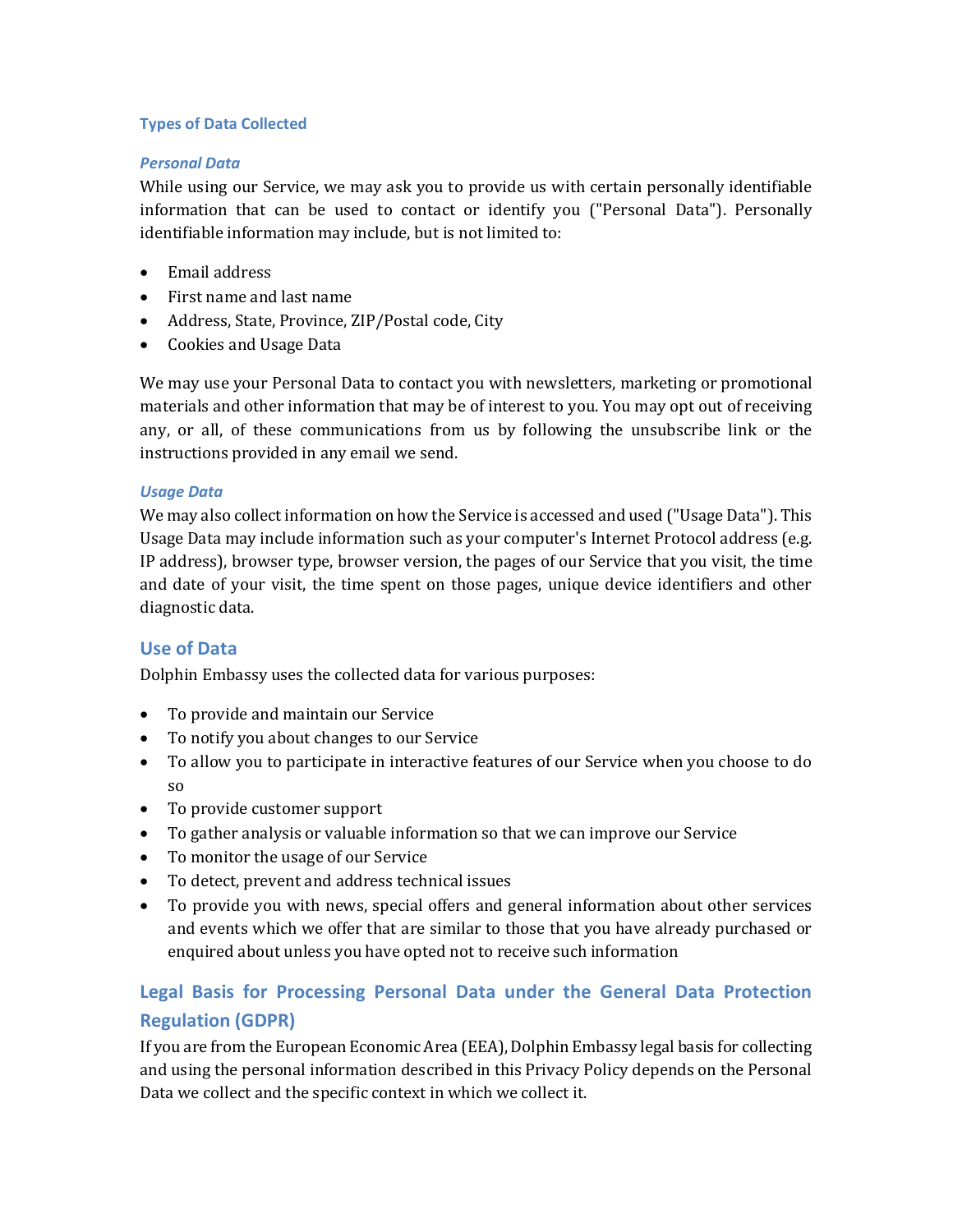### Types of Data Collected

#### *Personal Data*

While using our Service, we may ask you to provide us with certain personally identifiable information that can be used to contact or identify you ("Personal Data"). Personally identifiable information may include, but is not limited to:

- Email address
- First name and last name
- Address, State, Province, ZIP/Postal code, City
- Cookies and Usage Data

We may use your Personal Data to contact you with newsletters, marketing or promotional materials and other information that may be of interest to you. You may opt out of receiving any, or all, of these communications from us by following the unsubscribe link or the instructions provided in any email we send.

#### *Usage Data*

We may also collect information on how the Service is accessed and used ("Usage Data"). This Usage Data may include information such as your computer's Internet Protocol address (e.g. IP address), browser type, browser version, the pages of our Service that you visit, the time and date of your visit, the time spent on those pages, unique device identifiers and other diagnostic data.

## Use of Data

Dolphin Embassy uses the collected data for various purposes:

- To provide and maintain our Service
- To notify you about changes to our Service
- To allow you to participate in interactive features of our Service when you choose to do so
- To provide customer support
- To gather analysis or valuable information so that we can improve our Service
- To monitor the usage of our Service
- To detect, prevent and address technical issues
- To provide you with news, special offers and general information about other services and events which we offer that are similar to those that you have already purchased or enquired about unless you have opted not to receive such information

## Legal Basis for Processing Personal Data under the General Data Protection Regulation (GDPR)

If you are from the European Economic Area (EEA), Dolphin Embassy legal basis for collecting and using the personal information described in this Privacy Policy depends on the Personal Data we collect and the specific context in which we collect it.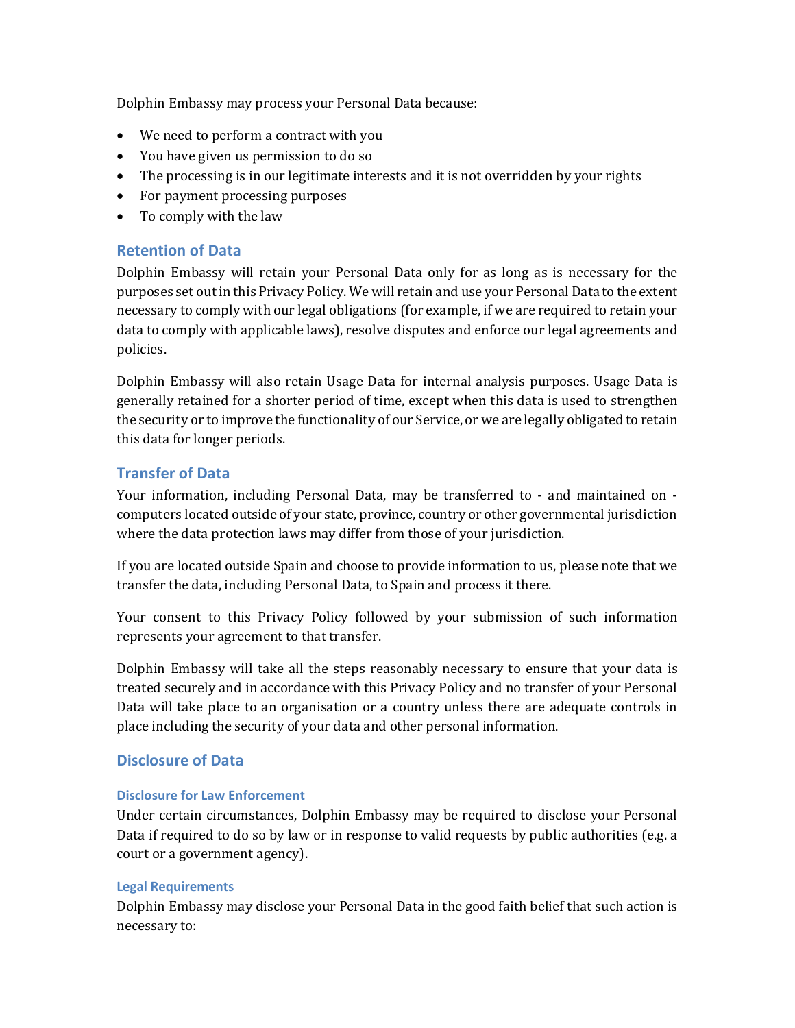Dolphin Embassy may process your Personal Data because:

- We need to perform a contract with you
- You have given us permission to do so
- The processing is in our legitimate interests and it is not overridden by your rights
- For payment processing purposes
- To comply with the law

## Retention of Data

Dolphin Embassy will retain your Personal Data only for as long as is necessary for the purposes set out in this Privacy Policy. We will retain and use your Personal Data to the extent necessary to comply with our legal obligations (for example, if we are required to retain your data to comply with applicable laws), resolve disputes and enforce our legal agreements and policies.

Dolphin Embassy will also retain Usage Data for internal analysis purposes. Usage Data is generally retained for a shorter period of time, except when this data is used to strengthen the security or to improve the functionality of our Service, or we are legally obligated to retain this data for longer periods.

## Transfer of Data

Your information, including Personal Data, may be transferred to - and maintained on - computers located outside of your state, province, country or other governmental jurisdiction where the data protection laws may differ from those of your jurisdiction.

If you are located outside Spain and choose to provide information to us, please note that we transfer the data, including Personal Data, to Spain and process it there.

Your consent to this Privacy Policy followed by your submission of such information represents your agreement to that transfer.

Dolphin Embassy will take all the steps reasonably necessary to ensure that your data is treated securely and in accordance with this Privacy Policy and no transfer of your Personal Data will take place to an organisation or a country unless there are adequate controls in place including the security of your data and other personal information.

## Disclosure of Data

### Disclosure for Law Enforcement

Under certain circumstances, Dolphin Embassy may be required to disclose your Personal Data if required to do so by law or in response to valid requests by public authorities (e.g. a court or a government agency).

### Legal Requirements

Dolphin Embassy may disclose your Personal Data in the good faith belief that such action is necessary to: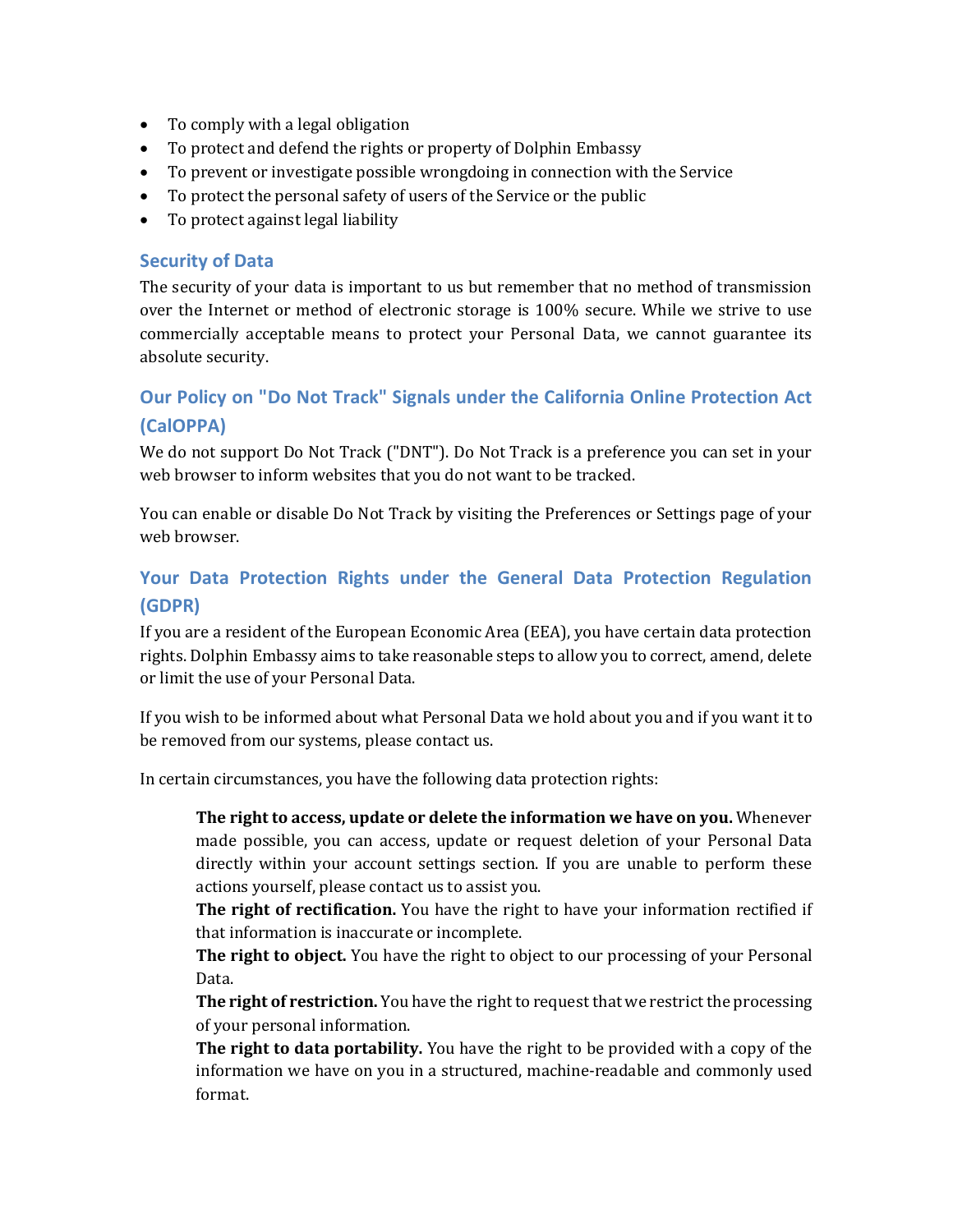- To comply with a legal obligation
- To protect and defend the rights or property of Dolphin Embassy
- To prevent or investigate possible wrongdoing in connection with the Service
- To protect the personal safety of users of the Service or the public
- To protect against legal liability

## Security of Data

The security of your data is important to us but remember that no method of transmission over the Internet or method of electronic storage is 100% secure. While we strive to use commercially acceptable means to protect your Personal Data, we cannot guarantee its absolute security.

## Our Policy on "Do Not Track" Signals under the California Online Protection Act (CalOPPA)

We do not support Do Not Track ("DNT"). Do Not Track is a preference you can set in your web browser to inform websites that you do not want to be tracked.

You can enable or disable Do Not Track by visiting the Preferences or Settings page of your web browser.

## Your Data Protection Rights under the General Data Protection Regulation (GDPR)

If you are a resident of the European Economic Area (EEA), you have certain data protection rights. Dolphin Embassy aims to take reasonable steps to allow you to correct, amend, delete or limit the use of your Personal Data.

If you wish to be informed about what Personal Data we hold about you and if you want it to be removed from our systems, please contact us.

In certain circumstances, you have the following data protection rights:

> **The right to access, update or delete the information we have on you.** Whenever made possible, you can access, update or request deletion of your Personal Data directly within your account settings section. If you are unable to perform these actions yourself, please contact us to assist you.
>
> **The right of rectification.** You have the right to have your information rectified if that information is inaccurate or incomplete.
>
> **The right to object.** You have the right to object to our processing of your Personal Data.
>
> **The right of restriction.** You have the right to request that we restrict the processing of your personal information.
>
> **The right to data portability.** You have the right to be provided with a copy of the information we have on you in a structured, machine-readable and commonly used format.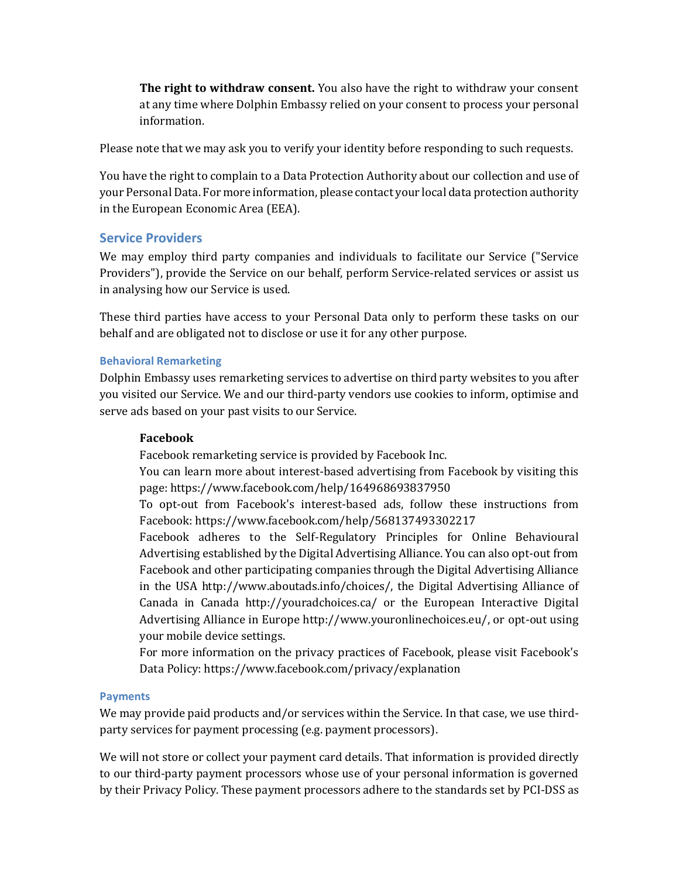**The right to withdraw consent.** You also have the right to withdraw your consent at any time where Dolphin Embassy relied on your consent to process your personal information.

Please note that we may ask you to verify your identity before responding to such requests.

You have the right to complain to a Data Protection Authority about our collection and use of your Personal Data. For more information, please contact your local data protection authority in the European Economic Area (EEA).

## Service Providers

We may employ third party companies and individuals to facilitate our Service ("Service Providers"), provide the Service on our behalf, perform Service-related services or assist us in analysing how our Service is used.

These third parties have access to your Personal Data only to perform these tasks on our behalf and are obligated not to disclose or use it for any other purpose.

### Behavioral Remarketing

Dolphin Embassy uses remarketing services to advertise on third party websites to you after you visited our Service. We and our third-party vendors use cookies to inform, optimise and serve ads based on your past visits to our Service.

**Facebook**

Facebook remarketing service is provided by Facebook Inc.

You can learn more about interest-based advertising from Facebook by visiting this page: https://www.facebook.com/help/164968693837950

To opt-out from Facebook's interest-based ads, follow these instructions from Facebook: https://www.facebook.com/help/568137493302217

Facebook adheres to the Self-Regulatory Principles for Online Behavioural Advertising established by the Digital Advertising Alliance. You can also opt-out from Facebook and other participating companies through the Digital Advertising Alliance in the USA http://www.aboutads.info/choices/, the Digital Advertising Alliance of Canada in Canada http://youradchoices.ca/ or the European Interactive Digital Advertising Alliance in Europe http://www.youronlinechoices.eu/, or opt-out using your mobile device settings.

For more information on the privacy practices of Facebook, please visit Facebook's Data Policy: https://www.facebook.com/privacy/explanation

### Payments

We may provide paid products and/or services within the Service. In that case, we use third-party services for payment processing (e.g. payment processors).

We will not store or collect your payment card details. That information is provided directly to our third-party payment processors whose use of your personal information is governed by their Privacy Policy. These payment processors adhere to the standards set by PCI-DSS as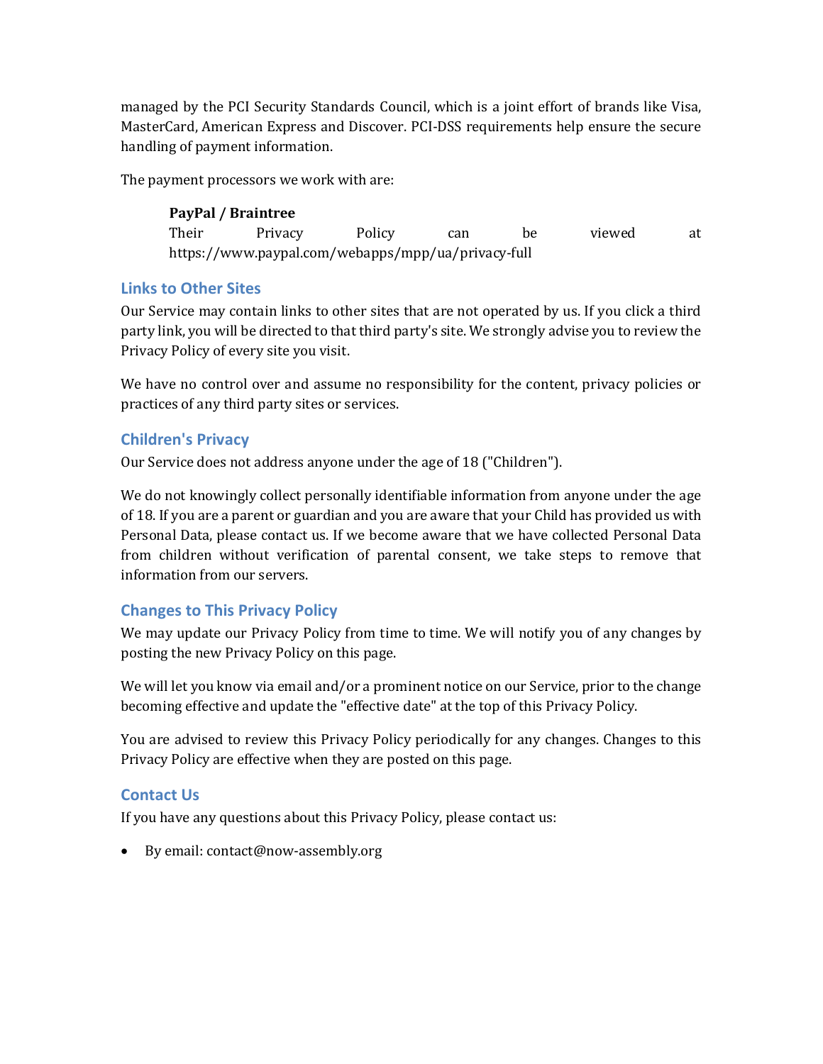managed by the PCI Security Standards Council, which is a joint effort of brands like Visa, MasterCard, American Express and Discover. PCI-DSS requirements help ensure the secure handling of payment information.

The payment processors we work with are:

**PayPal / Braintree**
Their Privacy Policy can be viewed at https://www.paypal.com/webapps/mpp/ua/privacy-full

## Links to Other Sites

Our Service may contain links to other sites that are not operated by us. If you click a third party link, you will be directed to that third party's site. We strongly advise you to review the Privacy Policy of every site you visit.

We have no control over and assume no responsibility for the content, privacy policies or practices of any third party sites or services.

## Children's Privacy

Our Service does not address anyone under the age of 18 ("Children").

We do not knowingly collect personally identifiable information from anyone under the age of 18. If you are a parent or guardian and you are aware that your Child has provided us with Personal Data, please contact us. If we become aware that we have collected Personal Data from children without verification of parental consent, we take steps to remove that information from our servers.

## Changes to This Privacy Policy

We may update our Privacy Policy from time to time. We will notify you of any changes by posting the new Privacy Policy on this page.

We will let you know via email and/or a prominent notice on our Service, prior to the change becoming effective and update the "effective date" at the top of this Privacy Policy.

You are advised to review this Privacy Policy periodically for any changes. Changes to this Privacy Policy are effective when they are posted on this page.

## Contact Us

If you have any questions about this Privacy Policy, please contact us:

- By email: contact@now-assembly.org